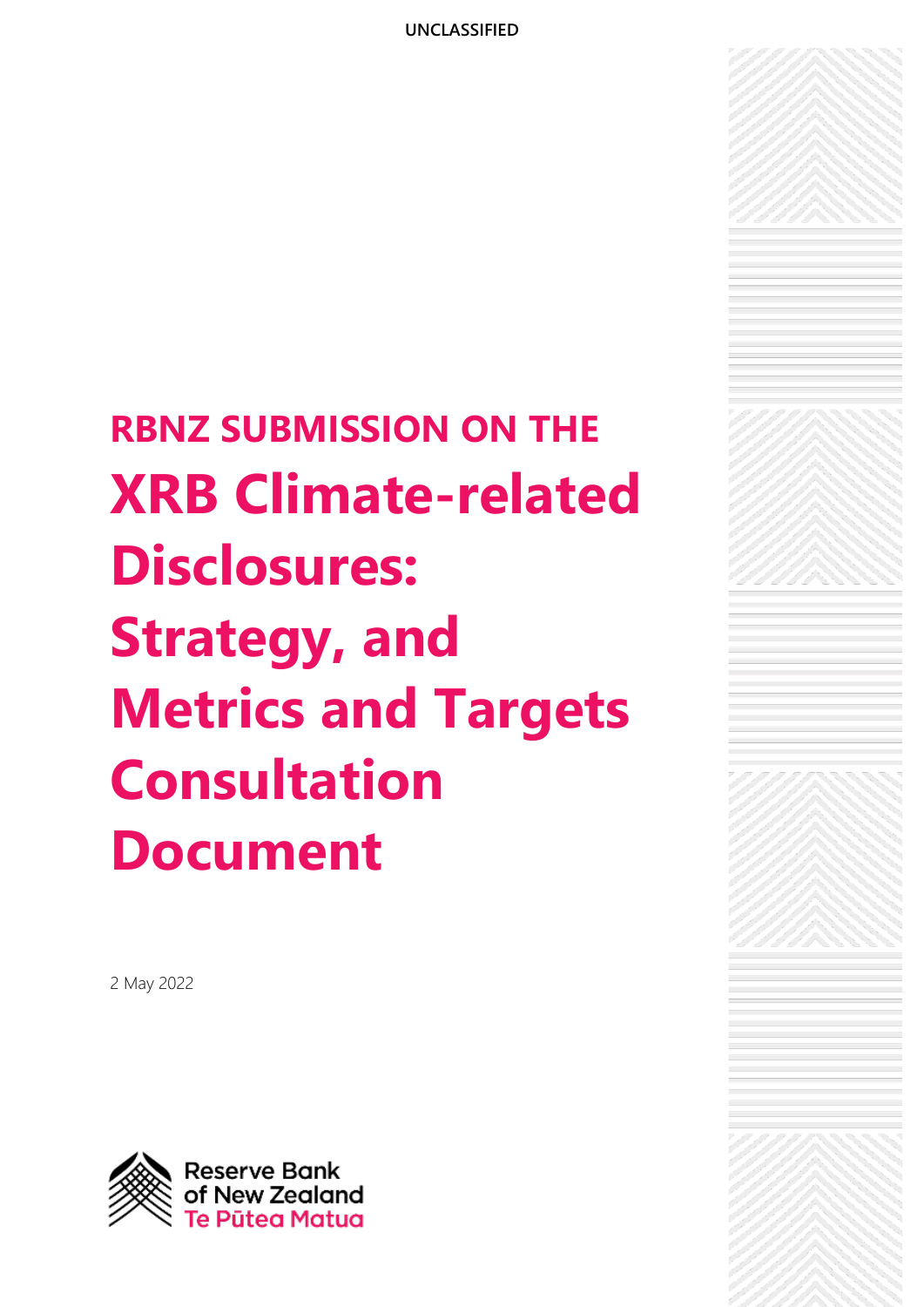UNCLASSIFIED

# RBNZ SUBMISSION ON THE XRB Climate-related Disclosures: Strategy, and Metrics and Targets Consultation Document

2 May 2022

Reserve Bank of New Zealand
Te Pūtea Matua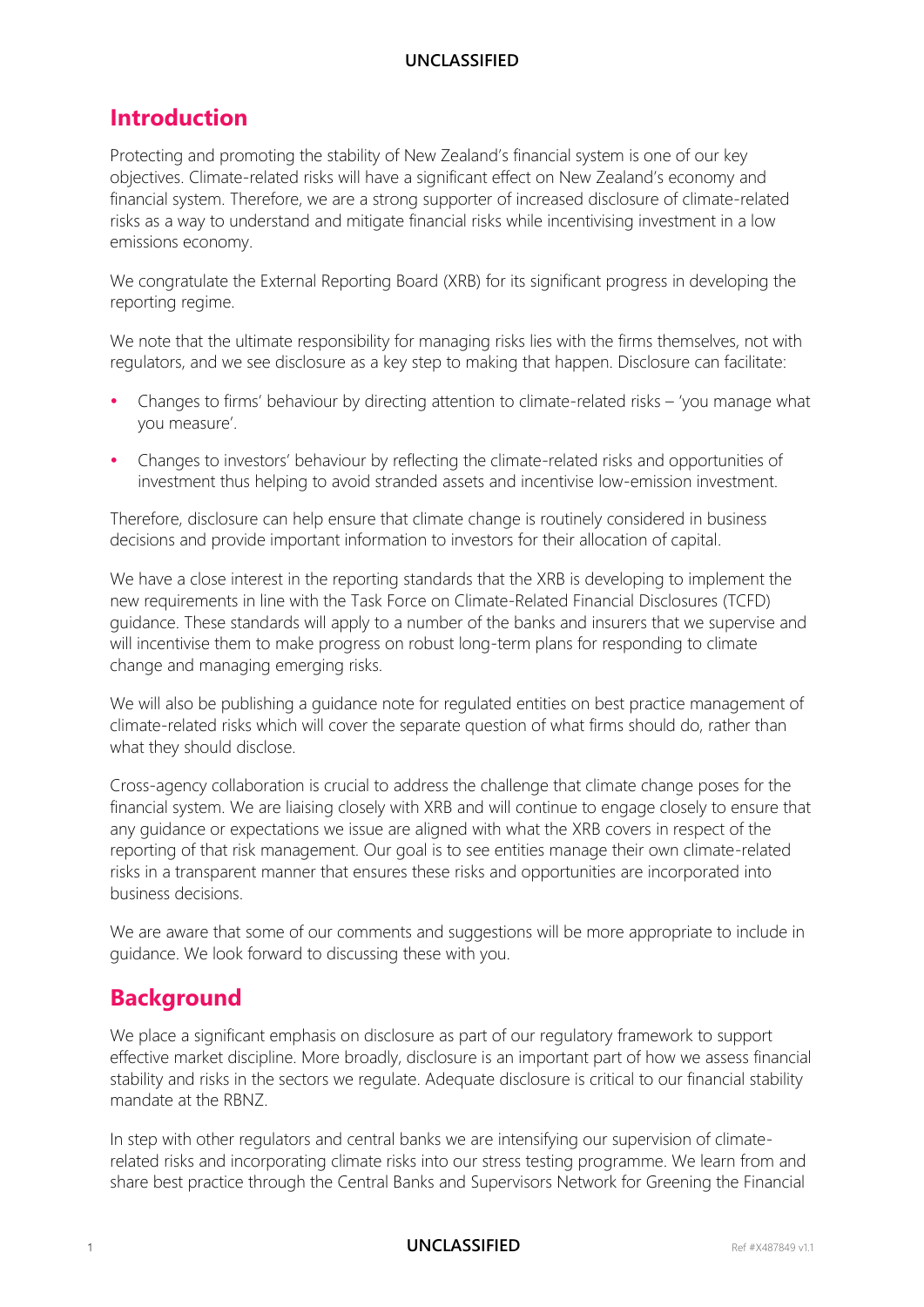## Introduction

Protecting and promoting the stability of New Zealand's financial system is one of our key objectives. Climate-related risks will have a significant effect on New Zealand's economy and financial system. Therefore, we are a strong supporter of increased disclosure of climate-related risks as a way to understand and mitigate financial risks while incentivising investment in a low emissions economy.

We congratulate the External Reporting Board (XRB) for its significant progress in developing the reporting regime.

We note that the ultimate responsibility for managing risks lies with the firms themselves, not with regulators, and we see disclosure as a key step to making that happen. Disclosure can facilitate:

- Changes to firms' behaviour by directing attention to climate-related risks – 'you manage what you measure'.
- Changes to investors' behaviour by reflecting the climate-related risks and opportunities of investment thus helping to avoid stranded assets and incentivise low-emission investment.

Therefore, disclosure can help ensure that climate change is routinely considered in business decisions and provide important information to investors for their allocation of capital.

We have a close interest in the reporting standards that the XRB is developing to implement the new requirements in line with the Task Force on Climate-Related Financial Disclosures (TCFD) guidance. These standards will apply to a number of the banks and insurers that we supervise and will incentivise them to make progress on robust long-term plans for responding to climate change and managing emerging risks.

We will also be publishing a guidance note for regulated entities on best practice management of climate-related risks which will cover the separate question of what firms should do, rather than what they should disclose.

Cross-agency collaboration is crucial to address the challenge that climate change poses for the financial system. We are liaising closely with XRB and will continue to engage closely to ensure that any guidance or expectations we issue are aligned with what the XRB covers in respect of the reporting of that risk management. Our goal is to see entities manage their own climate-related risks in a transparent manner that ensures these risks and opportunities are incorporated into business decisions.

We are aware that some of our comments and suggestions will be more appropriate to include in guidance. We look forward to discussing these with you.

## Background

We place a significant emphasis on disclosure as part of our regulatory framework to support effective market discipline. More broadly, disclosure is an important part of how we assess financial stability and risks in the sectors we regulate. Adequate disclosure is critical to our financial stability mandate at the RBNZ.

In step with other regulators and central banks we are intensifying our supervision of climate-related risks and incorporating climate risks into our stress testing programme. We learn from and share best practice through the Central Banks and Supervisors Network for Greening the Financial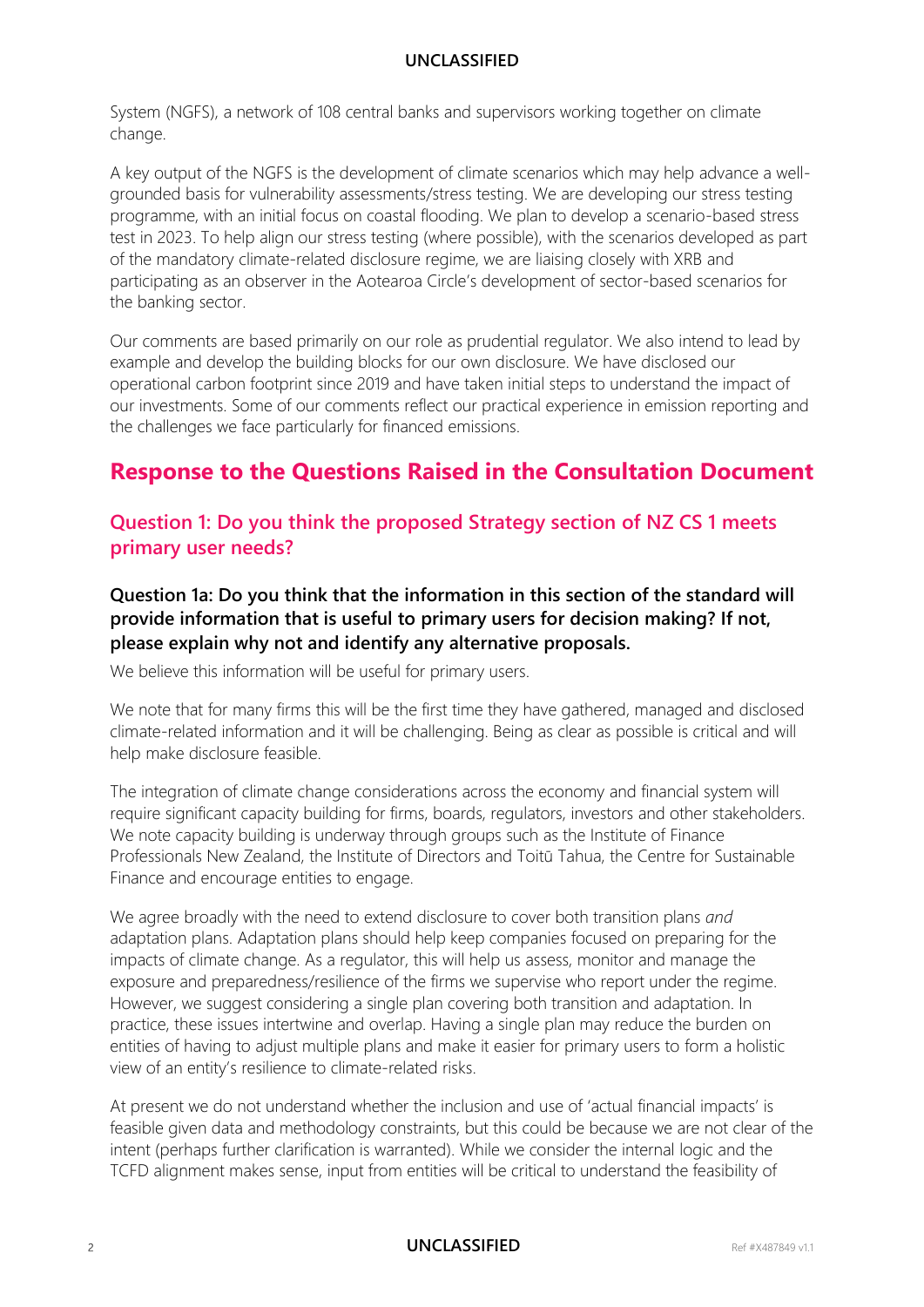System (NGFS), a network of 108 central banks and supervisors working together on climate change.

A key output of the NGFS is the development of climate scenarios which may help advance a well-grounded basis for vulnerability assessments/stress testing. We are developing our stress testing programme, with an initial focus on coastal flooding. We plan to develop a scenario-based stress test in 2023. To help align our stress testing (where possible), with the scenarios developed as part of the mandatory climate-related disclosure regime, we are liaising closely with XRB and participating as an observer in the Aotearoa Circle's development of sector-based scenarios for the banking sector.

Our comments are based primarily on our role as prudential regulator. We also intend to lead by example and develop the building blocks for our own disclosure. We have disclosed our operational carbon footprint since 2019 and have taken initial steps to understand the impact of our investments. Some of our comments reflect our practical experience in emission reporting and the challenges we face particularly for financed emissions.

## Response to the Questions Raised in the Consultation Document

### Question 1: Do you think the proposed Strategy section of NZ CS 1 meets primary user needs?

#### Question 1a: Do you think that the information in this section of the standard will provide information that is useful to primary users for decision making? If not, please explain why not and identify any alternative proposals.

We believe this information will be useful for primary users.

We note that for many firms this will be the first time they have gathered, managed and disclosed climate-related information and it will be challenging. Being as clear as possible is critical and will help make disclosure feasible.

The integration of climate change considerations across the economy and financial system will require significant capacity building for firms, boards, regulators, investors and other stakeholders. We note capacity building is underway through groups such as the Institute of Finance Professionals New Zealand, the Institute of Directors and Toitū Tahua, the Centre for Sustainable Finance and encourage entities to engage.

We agree broadly with the need to extend disclosure to cover both transition plans *and* adaptation plans. Adaptation plans should help keep companies focused on preparing for the impacts of climate change. As a regulator, this will help us assess, monitor and manage the exposure and preparedness/resilience of the firms we supervise who report under the regime. However, we suggest considering a single plan covering both transition and adaptation. In practice, these issues intertwine and overlap. Having a single plan may reduce the burden on entities of having to adjust multiple plans and make it easier for primary users to form a holistic view of an entity's resilience to climate-related risks.

At present we do not understand whether the inclusion and use of 'actual financial impacts' is feasible given data and methodology constraints, but this could be because we are not clear of the intent (perhaps further clarification is warranted). While we consider the internal logic and the TCFD alignment makes sense, input from entities will be critical to understand the feasibility of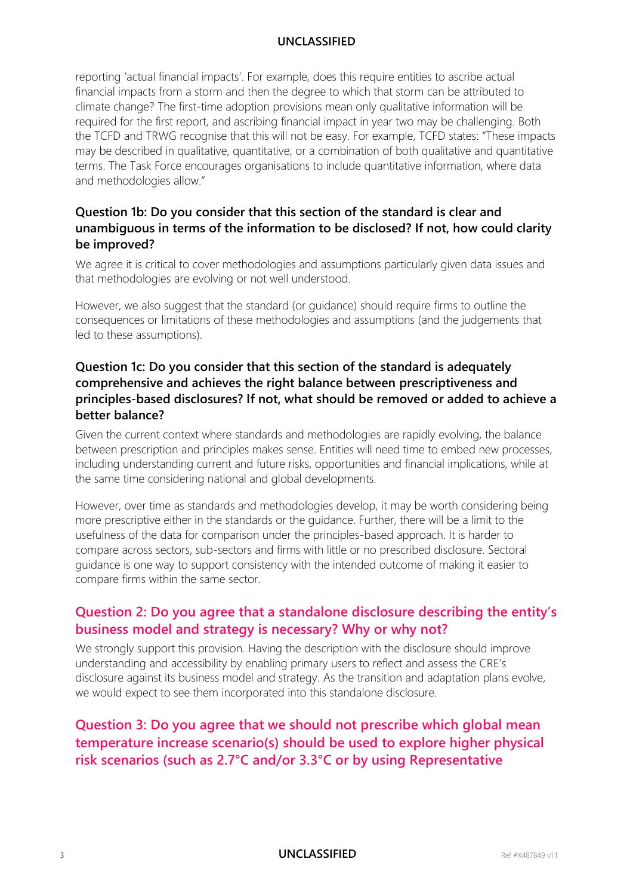reporting 'actual financial impacts'. For example, does this require entities to ascribe actual financial impacts from a storm and then the degree to which that storm can be attributed to climate change? The first-time adoption provisions mean only qualitative information will be required for the first report, and ascribing financial impact in year two may be challenging. Both the TCFD and TRWG recognise that this will not be easy. For example, TCFD states: "These impacts may be described in qualitative, quantitative, or a combination of both qualitative and quantitative terms. The Task Force encourages organisations to include quantitative information, where data and methodologies allow."

### Question 1b: Do you consider that this section of the standard is clear and unambiguous in terms of the information to be disclosed? If not, how could clarity be improved?

We agree it is critical to cover methodologies and assumptions particularly given data issues and that methodologies are evolving or not well understood.

However, we also suggest that the standard (or guidance) should require firms to outline the consequences or limitations of these methodologies and assumptions (and the judgements that led to these assumptions).

### Question 1c: Do you consider that this section of the standard is adequately comprehensive and achieves the right balance between prescriptiveness and principles-based disclosures? If not, what should be removed or added to achieve a better balance?

Given the current context where standards and methodologies are rapidly evolving, the balance between prescription and principles makes sense. Entities will need time to embed new processes, including understanding current and future risks, opportunities and financial implications, while at the same time considering national and global developments.

However, over time as standards and methodologies develop, it may be worth considering being more prescriptive either in the standards or the guidance. Further, there will be a limit to the usefulness of the data for comparison under the principles-based approach. It is harder to compare across sectors, sub-sectors and firms with little or no prescribed disclosure. Sectoral guidance is one way to support consistency with the intended outcome of making it easier to compare firms within the same sector.

## Question 2: Do you agree that a standalone disclosure describing the entity's business model and strategy is necessary? Why or why not?

We strongly support this provision. Having the description with the disclosure should improve understanding and accessibility by enabling primary users to reflect and assess the CRE's disclosure against its business model and strategy. As the transition and adaptation plans evolve, we would expect to see them incorporated into this standalone disclosure.

## Question 3: Do you agree that we should not prescribe which global mean temperature increase scenario(s) should be used to explore higher physical risk scenarios (such as 2.7°C and/or 3.3°C or by using Representative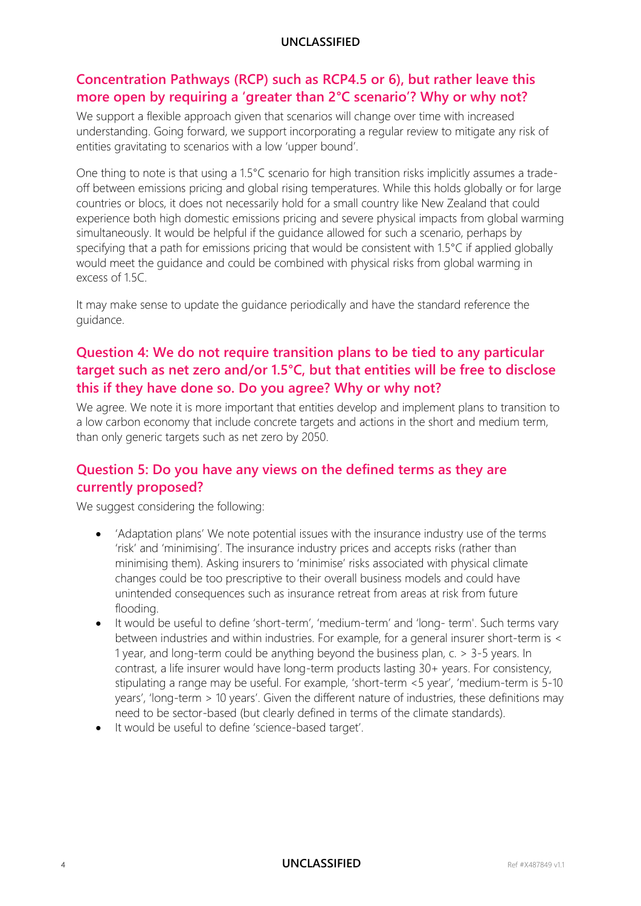## Concentration Pathways (RCP) such as RCP4.5 or 6), but rather leave this more open by requiring a 'greater than 2°C scenario'? Why or why not?

We support a flexible approach given that scenarios will change over time with increased understanding. Going forward, we support incorporating a regular review to mitigate any risk of entities gravitating to scenarios with a low 'upper bound'.

One thing to note is that using a 1.5°C scenario for high transition risks implicitly assumes a trade-off between emissions pricing and global rising temperatures. While this holds globally or for large countries or blocs, it does not necessarily hold for a small country like New Zealand that could experience both high domestic emissions pricing and severe physical impacts from global warming simultaneously. It would be helpful if the guidance allowed for such a scenario, perhaps by specifying that a path for emissions pricing that would be consistent with 1.5°C if applied globally would meet the guidance and could be combined with physical risks from global warming in excess of 1.5C.

It may make sense to update the guidance periodically and have the standard reference the guidance.

## Question 4: We do not require transition plans to be tied to any particular target such as net zero and/or 1.5°C, but that entities will be free to disclose this if they have done so. Do you agree? Why or why not?

We agree. We note it is more important that entities develop and implement plans to transition to a low carbon economy that include concrete targets and actions in the short and medium term, than only generic targets such as net zero by 2050.

## Question 5: Do you have any views on the defined terms as they are currently proposed?

We suggest considering the following:

- 'Adaptation plans' We note potential issues with the insurance industry use of the terms 'risk' and 'minimising'. The insurance industry prices and accepts risks (rather than minimising them). Asking insurers to 'minimise' risks associated with physical climate changes could be too prescriptive to their overall business models and could have unintended consequences such as insurance retreat from areas at risk from future flooding.
- It would be useful to define 'short-term', 'medium-term' and 'long- term'. Such terms vary between industries and within industries. For example, for a general insurer short-term is < 1 year, and long-term could be anything beyond the business plan, c. > 3-5 years. In contrast, a life insurer would have long-term products lasting 30+ years. For consistency, stipulating a range may be useful. For example, 'short-term <5 year', 'medium-term is 5-10 years', 'long-term > 10 years'. Given the different nature of industries, these definitions may need to be sector-based (but clearly defined in terms of the climate standards).
- It would be useful to define 'science-based target'.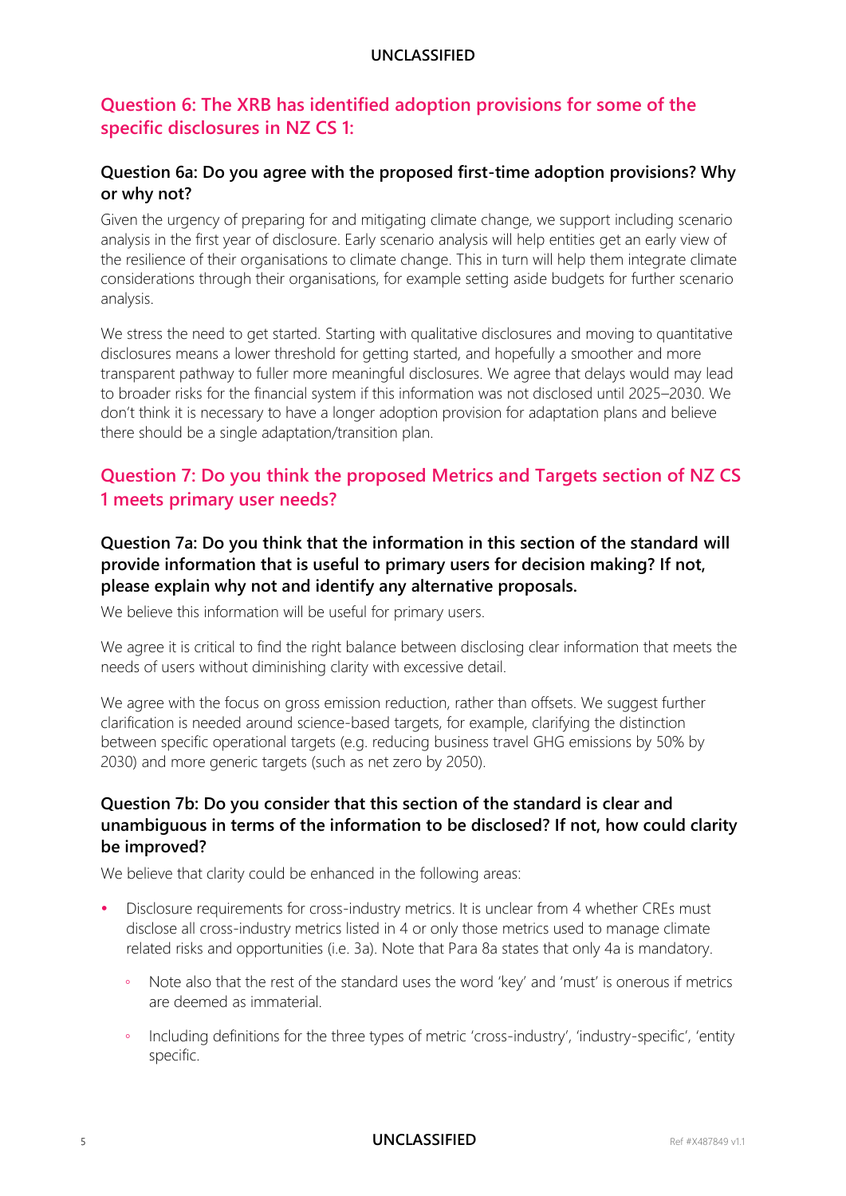## Question 6: The XRB has identified adoption provisions for some of the specific disclosures in NZ CS 1:

### Question 6a: Do you agree with the proposed first-time adoption provisions? Why or why not?

Given the urgency of preparing for and mitigating climate change, we support including scenario analysis in the first year of disclosure. Early scenario analysis will help entities get an early view of the resilience of their organisations to climate change. This in turn will help them integrate climate considerations through their organisations, for example setting aside budgets for further scenario analysis.

We stress the need to get started. Starting with qualitative disclosures and moving to quantitative disclosures means a lower threshold for getting started, and hopefully a smoother and more transparent pathway to fuller more meaningful disclosures. We agree that delays would may lead to broader risks for the financial system if this information was not disclosed until 2025–2030. We don't think it is necessary to have a longer adoption provision for adaptation plans and believe there should be a single adaptation/transition plan.

## Question 7: Do you think the proposed Metrics and Targets section of NZ CS 1 meets primary user needs?

### Question 7a: Do you think that the information in this section of the standard will provide information that is useful to primary users for decision making? If not, please explain why not and identify any alternative proposals.

We believe this information will be useful for primary users.

We agree it is critical to find the right balance between disclosing clear information that meets the needs of users without diminishing clarity with excessive detail.

We agree with the focus on gross emission reduction, rather than offsets. We suggest further clarification is needed around science-based targets, for example, clarifying the distinction between specific operational targets (e.g. reducing business travel GHG emissions by 50% by 2030) and more generic targets (such as net zero by 2050).

### Question 7b: Do you consider that this section of the standard is clear and unambiguous in terms of the information to be disclosed? If not, how could clarity be improved?

We believe that clarity could be enhanced in the following areas:

- Disclosure requirements for cross-industry metrics. It is unclear from 4 whether CREs must disclose all cross-industry metrics listed in 4 or only those metrics used to manage climate related risks and opportunities (i.e. 3a). Note that Para 8a states that only 4a is mandatory.
  - Note also that the rest of the standard uses the word 'key' and 'must' is onerous if metrics are deemed as immaterial.
  - Including definitions for the three types of metric 'cross-industry', 'industry-specific', 'entity specific.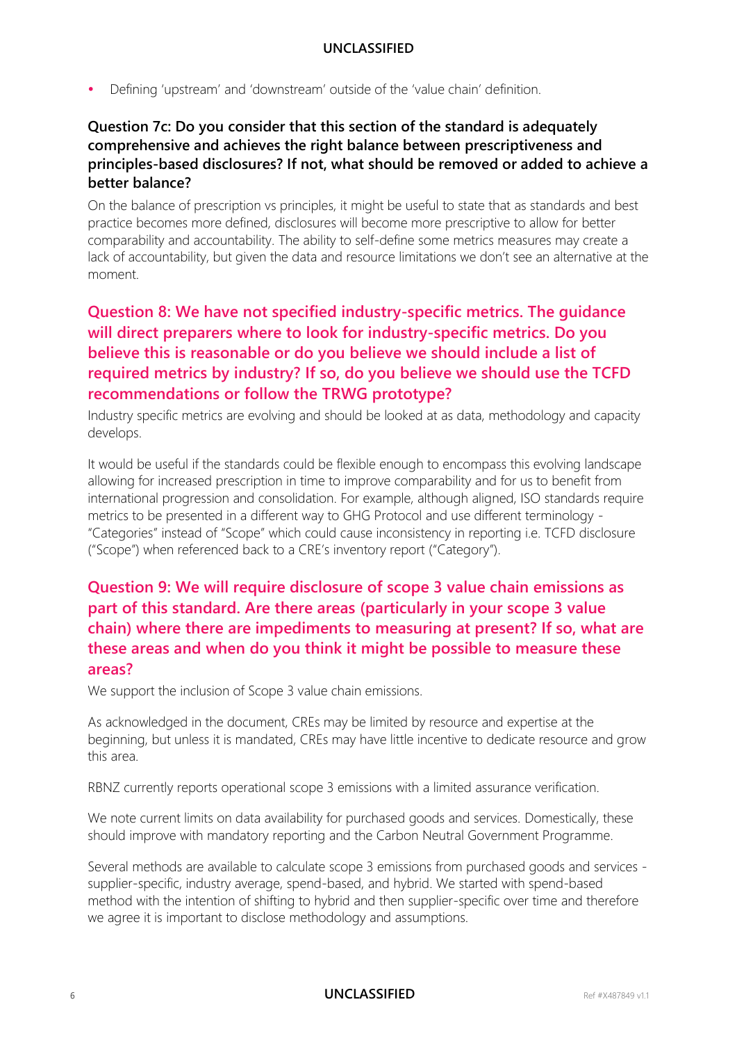- Defining 'upstream' and 'downstream' outside of the 'value chain' definition.

### Question 7c: Do you consider that this section of the standard is adequately comprehensive and achieves the right balance between prescriptiveness and principles-based disclosures? If not, what should be removed or added to achieve a better balance?

On the balance of prescription vs principles, it might be useful to state that as standards and best practice becomes more defined, disclosures will become more prescriptive to allow for better comparability and accountability. The ability to self-define some metrics measures may create a lack of accountability, but given the data and resource limitations we don't see an alternative at the moment.

## Question 8: We have not specified industry-specific metrics. The guidance will direct preparers where to look for industry-specific metrics. Do you believe this is reasonable or do you believe we should include a list of required metrics by industry? If so, do you believe we should use the TCFD recommendations or follow the TRWG prototype?

Industry specific metrics are evolving and should be looked at as data, methodology and capacity develops.

It would be useful if the standards could be flexible enough to encompass this evolving landscape allowing for increased prescription in time to improve comparability and for us to benefit from international progression and consolidation. For example, although aligned, ISO standards require metrics to be presented in a different way to GHG Protocol and use different terminology - "Categories" instead of "Scope" which could cause inconsistency in reporting i.e. TCFD disclosure ("Scope") when referenced back to a CRE's inventory report ("Category").

## Question 9: We will require disclosure of scope 3 value chain emissions as part of this standard. Are there areas (particularly in your scope 3 value chain) where there are impediments to measuring at present? If so, what are these areas and when do you think it might be possible to measure these areas?

We support the inclusion of Scope 3 value chain emissions.

As acknowledged in the document, CREs may be limited by resource and expertise at the beginning, but unless it is mandated, CREs may have little incentive to dedicate resource and grow this area.

RBNZ currently reports operational scope 3 emissions with a limited assurance verification.

We note current limits on data availability for purchased goods and services. Domestically, these should improve with mandatory reporting and the Carbon Neutral Government Programme.

Several methods are available to calculate scope 3 emissions from purchased goods and services - supplier-specific, industry average, spend-based, and hybrid. We started with spend-based method with the intention of shifting to hybrid and then supplier-specific over time and therefore we agree it is important to disclose methodology and assumptions.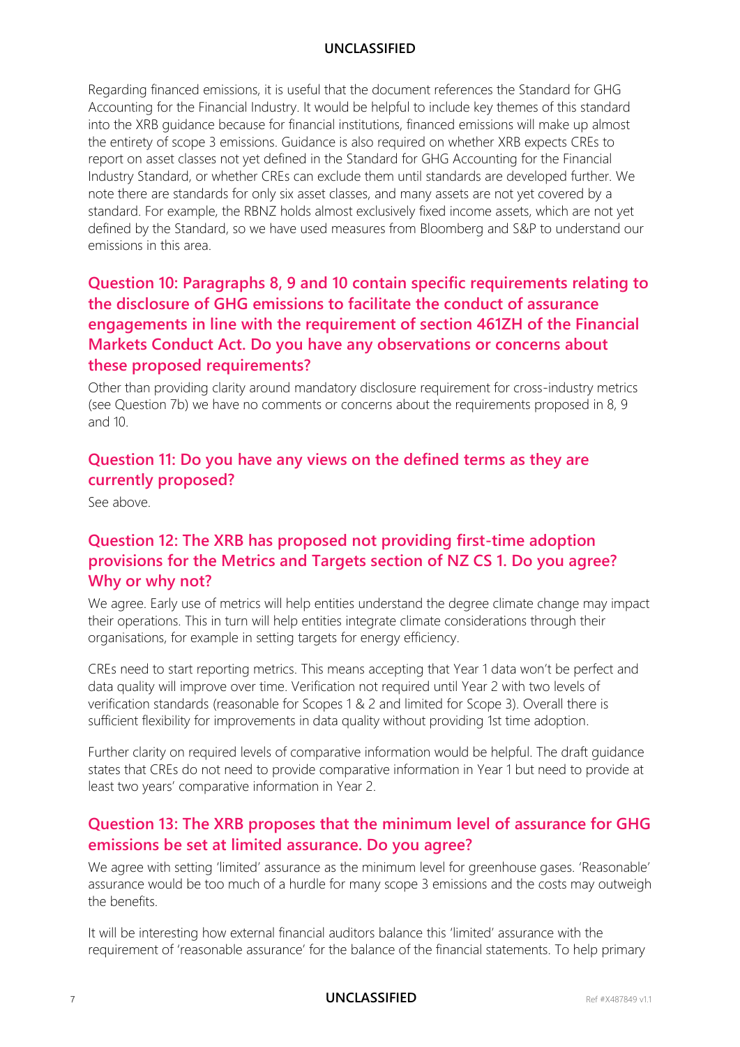Regarding financed emissions, it is useful that the document references the Standard for GHG Accounting for the Financial Industry. It would be helpful to include key themes of this standard into the XRB guidance because for financial institutions, financed emissions will make up almost the entirety of scope 3 emissions. Guidance is also required on whether XRB expects CREs to report on asset classes not yet defined in the Standard for GHG Accounting for the Financial Industry Standard, or whether CREs can exclude them until standards are developed further. We note there are standards for only six asset classes, and many assets are not yet covered by a standard. For example, the RBNZ holds almost exclusively fixed income assets, which are not yet defined by the Standard, so we have used measures from Bloomberg and S&P to understand our emissions in this area.

## Question 10: Paragraphs 8, 9 and 10 contain specific requirements relating to the disclosure of GHG emissions to facilitate the conduct of assurance engagements in line with the requirement of section 461ZH of the Financial Markets Conduct Act. Do you have any observations or concerns about these proposed requirements?

Other than providing clarity around mandatory disclosure requirement for cross-industry metrics (see Question 7b) we have no comments or concerns about the requirements proposed in 8, 9 and 10.

## Question 11: Do you have any views on the defined terms as they are currently proposed?

See above.

## Question 12: The XRB has proposed not providing first-time adoption provisions for the Metrics and Targets section of NZ CS 1. Do you agree? Why or why not?

We agree. Early use of metrics will help entities understand the degree climate change may impact their operations. This in turn will help entities integrate climate considerations through their organisations, for example in setting targets for energy efficiency.

CREs need to start reporting metrics. This means accepting that Year 1 data won't be perfect and data quality will improve over time. Verification not required until Year 2 with two levels of verification standards (reasonable for Scopes 1 & 2 and limited for Scope 3). Overall there is sufficient flexibility for improvements in data quality without providing 1st time adoption.

Further clarity on required levels of comparative information would be helpful. The draft guidance states that CREs do not need to provide comparative information in Year 1 but need to provide at least two years' comparative information in Year 2.

## Question 13: The XRB proposes that the minimum level of assurance for GHG emissions be set at limited assurance. Do you agree?

We agree with setting 'limited' assurance as the minimum level for greenhouse gases. 'Reasonable' assurance would be too much of a hurdle for many scope 3 emissions and the costs may outweigh the benefits.

It will be interesting how external financial auditors balance this 'limited' assurance with the requirement of 'reasonable assurance' for the balance of the financial statements. To help primary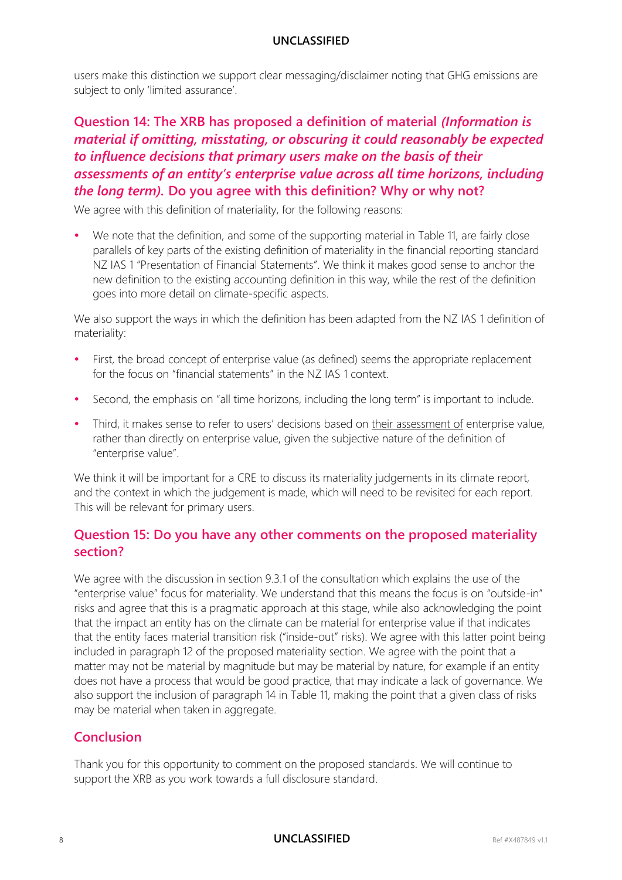users make this distinction we support clear messaging/disclaimer noting that GHG emissions are subject to only 'limited assurance'.

## Question 14: The XRB has proposed a definition of material *(Information is material if omitting, misstating, or obscuring it could reasonably be expected to influence decisions that primary users make on the basis of their assessments of an entity's enterprise value across all time horizons, including the long term).* Do you agree with this definition? Why or why not?

We agree with this definition of materiality, for the following reasons:

- We note that the definition, and some of the supporting material in Table 11, are fairly close parallels of key parts of the existing definition of materiality in the financial reporting standard NZ IAS 1 "Presentation of Financial Statements". We think it makes good sense to anchor the new definition to the existing accounting definition in this way, while the rest of the definition goes into more detail on climate-specific aspects.

We also support the ways in which the definition has been adapted from the NZ IAS 1 definition of materiality:

- First, the broad concept of enterprise value (as defined) seems the appropriate replacement for the focus on "financial statements" in the NZ IAS 1 context.
- Second, the emphasis on "all time horizons, including the long term" is important to include.
- Third, it makes sense to refer to users' decisions based on <u>their assessment of</u> enterprise value, rather than directly on enterprise value, given the subjective nature of the definition of "enterprise value".

We think it will be important for a CRE to discuss its materiality judgements in its climate report, and the context in which the judgement is made, which will need to be revisited for each report. This will be relevant for primary users.

## Question 15: Do you have any other comments on the proposed materiality section?

We agree with the discussion in section 9.3.1 of the consultation which explains the use of the "enterprise value" focus for materiality. We understand that this means the focus is on "outside-in" risks and agree that this is a pragmatic approach at this stage, while also acknowledging the point that the impact an entity has on the climate can be material for enterprise value if that indicates that the entity faces material transition risk ("inside-out" risks). We agree with this latter point being included in paragraph 12 of the proposed materiality section. We agree with the point that a matter may not be material by magnitude but may be material by nature, for example if an entity does not have a process that would be good practice, that may indicate a lack of governance. We also support the inclusion of paragraph 14 in Table 11, making the point that a given class of risks may be material when taken in aggregate.

## Conclusion

Thank you for this opportunity to comment on the proposed standards. We will continue to support the XRB as you work towards a full disclosure standard.